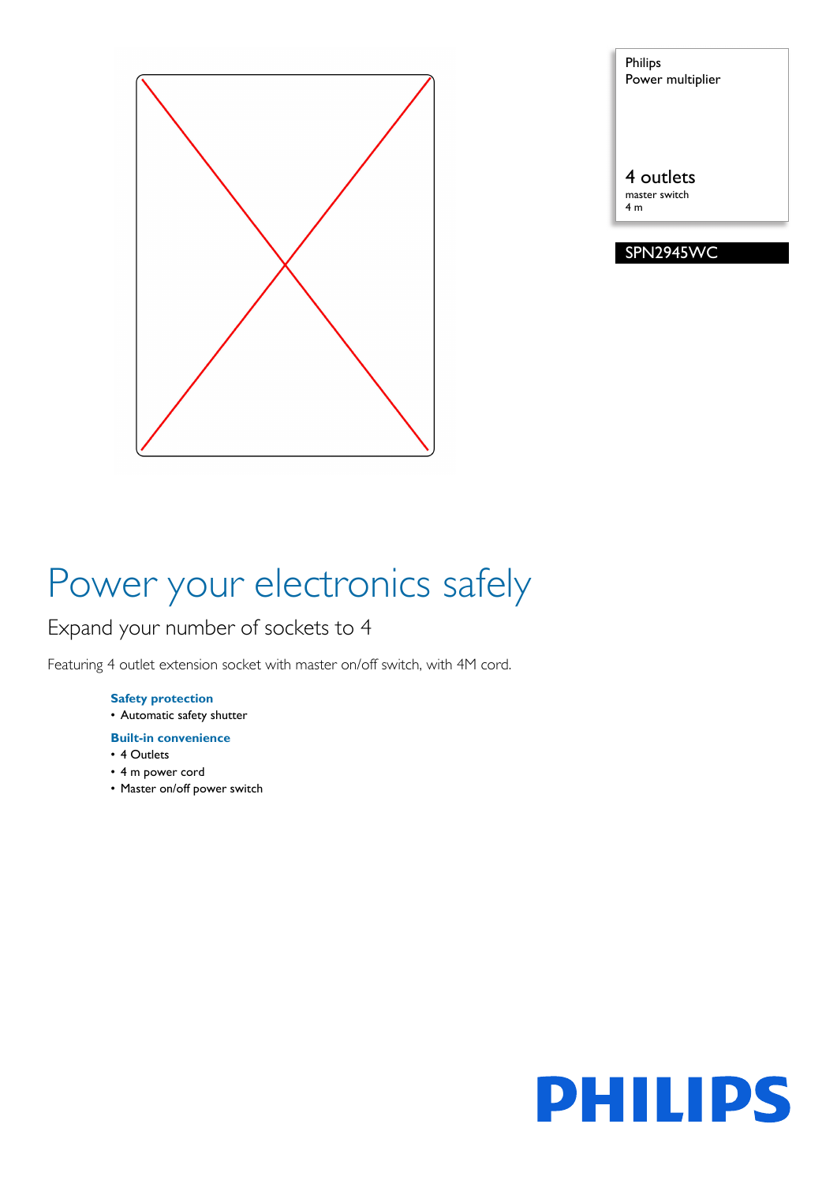Philips
Power multiplier

4 outlets
master switch
4 m

SPN2945WC

# Power your electronics safely

## Expand your number of sockets to 4

Featuring 4 outlet extension socket with master on/off switch, with 4M cord.

**Safety protection**
- Automatic safety shutter

**Built-in convenience**
- 4 Outlets
- 4 m power cord
- Master on/off power switch

PHILIPS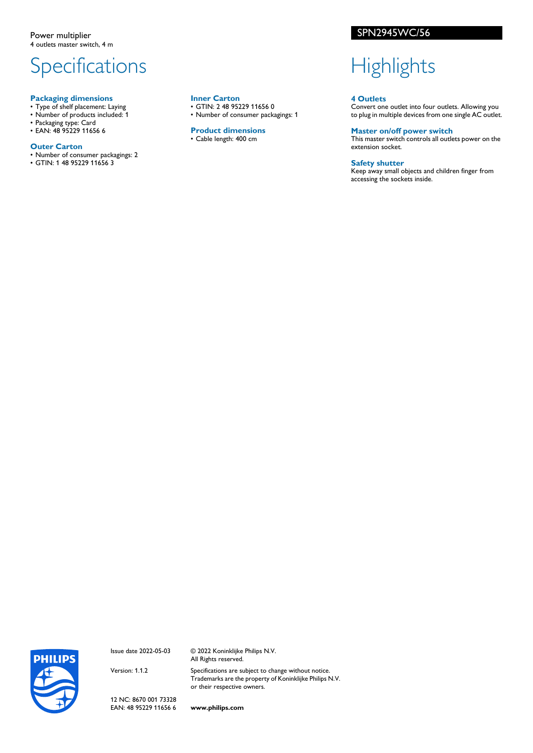Power multiplier
4 outlets master switch, 4 m

SPN2945WC/56

# Specifications

### Packaging dimensions
- Type of shelf placement: Laying
- Number of products included: 1
- Packaging type: Card
- EAN: 48 95229 11656 6

### Outer Carton
- Number of consumer packagings: 2
- GTIN: 1 48 95229 11656 3

### Inner Carton
- GTIN: 2 48 95229 11656 0
- Number of consumer packagings: 1

### Product dimensions
- Cable length: 400 cm

# Highlights

### 4 Outlets
Convert one outlet into four outlets. Allowing you to plug in multiple devices from one single AC outlet.

### Master on/off power switch
This master switch controls all outlets power on the extension socket.

### Safety shutter
Keep away small objects and children finger from accessing the sockets inside.

Issue date 2022-05-03

Version: 1.1.2

12 NC: 8670 001 73328
EAN: 48 95229 11656 6

© 2022 Koninklijke Philips N.V.
All Rights reserved.

Specifications are subject to change without notice. Trademarks are the property of Koninklijke Philips N.V. or their respective owners.

**www.philips.com**